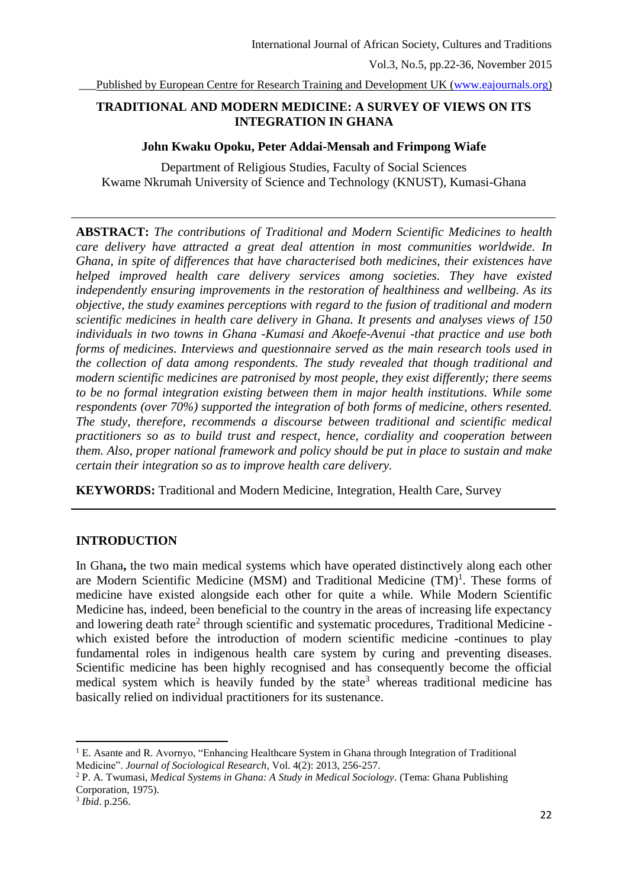# TRADITIONAL AND MODERN MEDICINE: A SURVEY OF VIEWS ON ITS INTEGRATION IN GHANA

**John Kwaku Opoku, Peter Addai-Mensah and Frimpong Wiafe**

Department of Religious Studies, Faculty of Social Sciences
Kwame Nkrumah University of Science and Technology (KNUST), Kumasi-Ghana

---

**ABSTRACT:** *The contributions of Traditional and Modern Scientific Medicines to health care delivery have attracted a great deal attention in most communities worldwide. In Ghana, in spite of differences that have characterised both medicines, their existences have helped improved health care delivery services among societies. They have existed independently ensuring improvements in the restoration of healthiness and wellbeing. As its objective, the study examines perceptions with regard to the fusion of traditional and modern scientific medicines in health care delivery in Ghana. It presents and analyses views of 150 individuals in two towns in Ghana -Kumasi and Akoefe-Avenui -that practice and use both forms of medicines. Interviews and questionnaire served as the main research tools used in the collection of data among respondents. The study revealed that though traditional and modern scientific medicines are patronised by most people, they exist differently; there seems to be no formal integration existing between them in major health institutions. While some respondents (over 70%) supported the integration of both forms of medicine, others resented. The study, therefore, recommends a discourse between traditional and scientific medical practitioners so as to build trust and respect, hence, cordiality and cooperation between them. Also, proper national framework and policy should be put in place to sustain and make certain their integration so as to improve health care delivery.*

**KEYWORDS:** Traditional and Modern Medicine, Integration, Health Care, Survey

---

## INTRODUCTION

In Ghana**,** the two main medical systems which have operated distinctively along each other are Modern Scientific Medicine (MSM) and Traditional Medicine (TM)[1]. These forms of medicine have existed alongside each other for quite a while. While Modern Scientific Medicine has, indeed, been beneficial to the country in the areas of increasing life expectancy and lowering death rate[2] through scientific and systematic procedures, Traditional Medicine - which existed before the introduction of modern scientific medicine -continues to play fundamental roles in indigenous health care system by curing and preventing diseases. Scientific medicine has been highly recognised and has consequently become the official medical system which is heavily funded by the state[3] whereas traditional medicine has basically relied on individual practitioners for its sustenance.

---

[1] E. Asante and R. Avornyo, "Enhancing Healthcare System in Ghana through Integration of Traditional Medicine". *Journal of Sociological Research,* Vol. 4(2): 2013, 256-257.

[2] P. A. Twumasi, *Medical Systems in Ghana: A Study in Medical Sociology*. (Tema: Ghana Publishing Corporation, 1975).

[3] *Ibid*. p.256.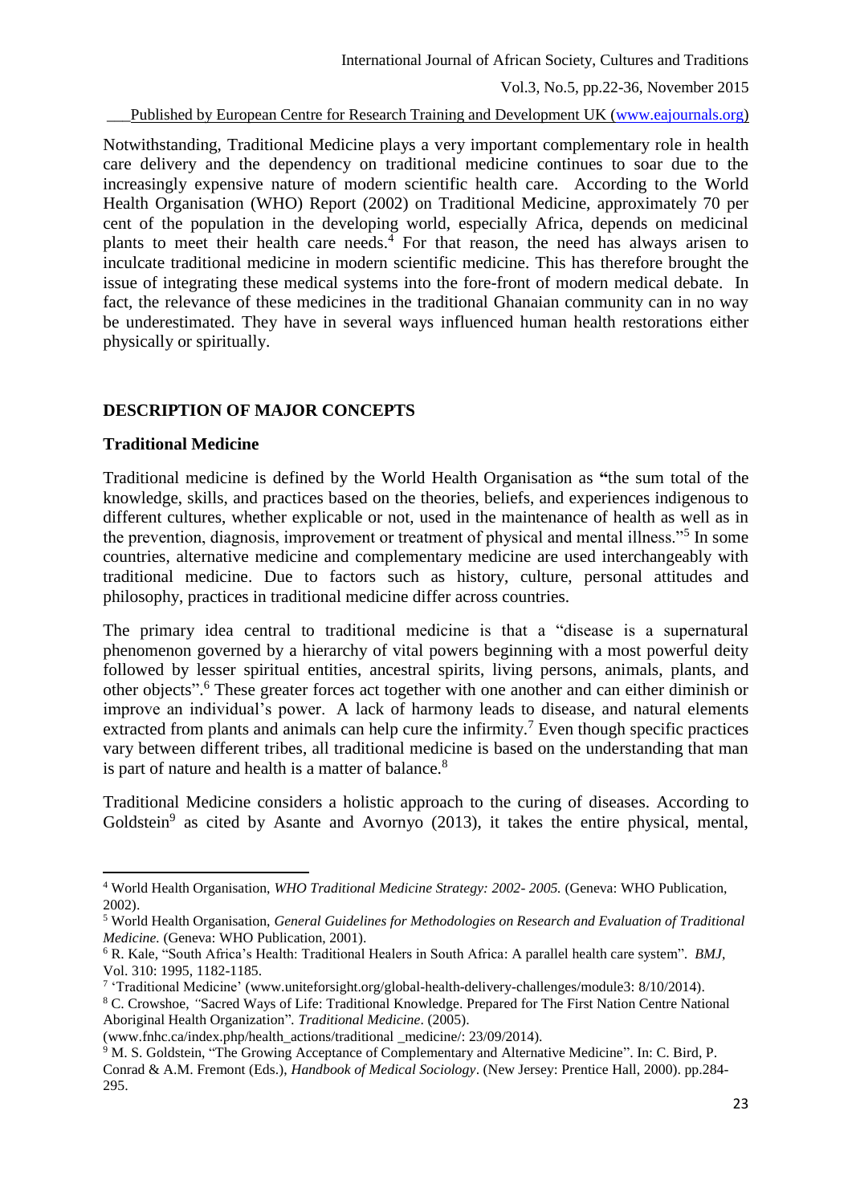Notwithstanding, Traditional Medicine plays a very important complementary role in health care delivery and the dependency on traditional medicine continues to soar due to the increasingly expensive nature of modern scientific health care. According to the World Health Organisation (WHO) Report (2002) on Traditional Medicine, approximately 70 per cent of the population in the developing world, especially Africa, depends on medicinal plants to meet their health care needs.[4] For that reason, the need has always arisen to inculcate traditional medicine in modern scientific medicine. This has therefore brought the issue of integrating these medical systems into the fore-front of modern medical debate. In fact, the relevance of these medicines in the traditional Ghanaian community can in no way be underestimated. They have in several ways influenced human health restorations either physically or spiritually.

## DESCRIPTION OF MAJOR CONCEPTS

### Traditional Medicine

Traditional medicine is defined by the World Health Organisation as **"**the sum total of the knowledge, skills, and practices based on the theories, beliefs, and experiences indigenous to different cultures, whether explicable or not, used in the maintenance of health as well as in the prevention, diagnosis, improvement or treatment of physical and mental illness."[5] In some countries, alternative medicine and complementary medicine are used interchangeably with traditional medicine. Due to factors such as history, culture, personal attitudes and philosophy, practices in traditional medicine differ across countries.

The primary idea central to traditional medicine is that a "disease is a supernatural phenomenon governed by a hierarchy of vital powers beginning with a most powerful deity followed by lesser spiritual entities, ancestral spirits, living persons, animals, plants, and other objects".[6] These greater forces act together with one another and can either diminish or improve an individual's power. A lack of harmony leads to disease, and natural elements extracted from plants and animals can help cure the infirmity.[7] Even though specific practices vary between different tribes, all traditional medicine is based on the understanding that man is part of nature and health is a matter of balance.[8]

Traditional Medicine considers a holistic approach to the curing of diseases. According to Goldstein[9] as cited by Asante and Avornyo (2013), it takes the entire physical, mental,

---

[4] World Health Organisation, *WHO Traditional Medicine Strategy: 2002- 2005.* (Geneva: WHO Publication, 2002).

[5] World Health Organisation, *General Guidelines for Methodologies on Research and Evaluation of Traditional Medicine.* (Geneva: WHO Publication, 2001).

[6] R. Kale, "South Africa's Health: Traditional Healers in South Africa: A parallel health care system". *BMJ*, Vol. 310: 1995, 1182-1185.

[7] 'Traditional Medicine' (www.uniteforsight.org/global-health-delivery-challenges/module3: 8/10/2014).

[8] C. Crowshoe, *"*Sacred Ways of Life: Traditional Knowledge. Prepared for The First Nation Centre National Aboriginal Health Organization"*. Traditional Medicine*. (2005). (www.fnhc.ca/index.php/health_actions/traditional _medicine/: 23/09/2014).

[9] M. S. Goldstein, "The Growing Acceptance of Complementary and Alternative Medicine". In: C. Bird, P. Conrad & A.M. Fremont (Eds.), *Handbook of Medical Sociology*. (New Jersey: Prentice Hall, 2000). pp.284-295.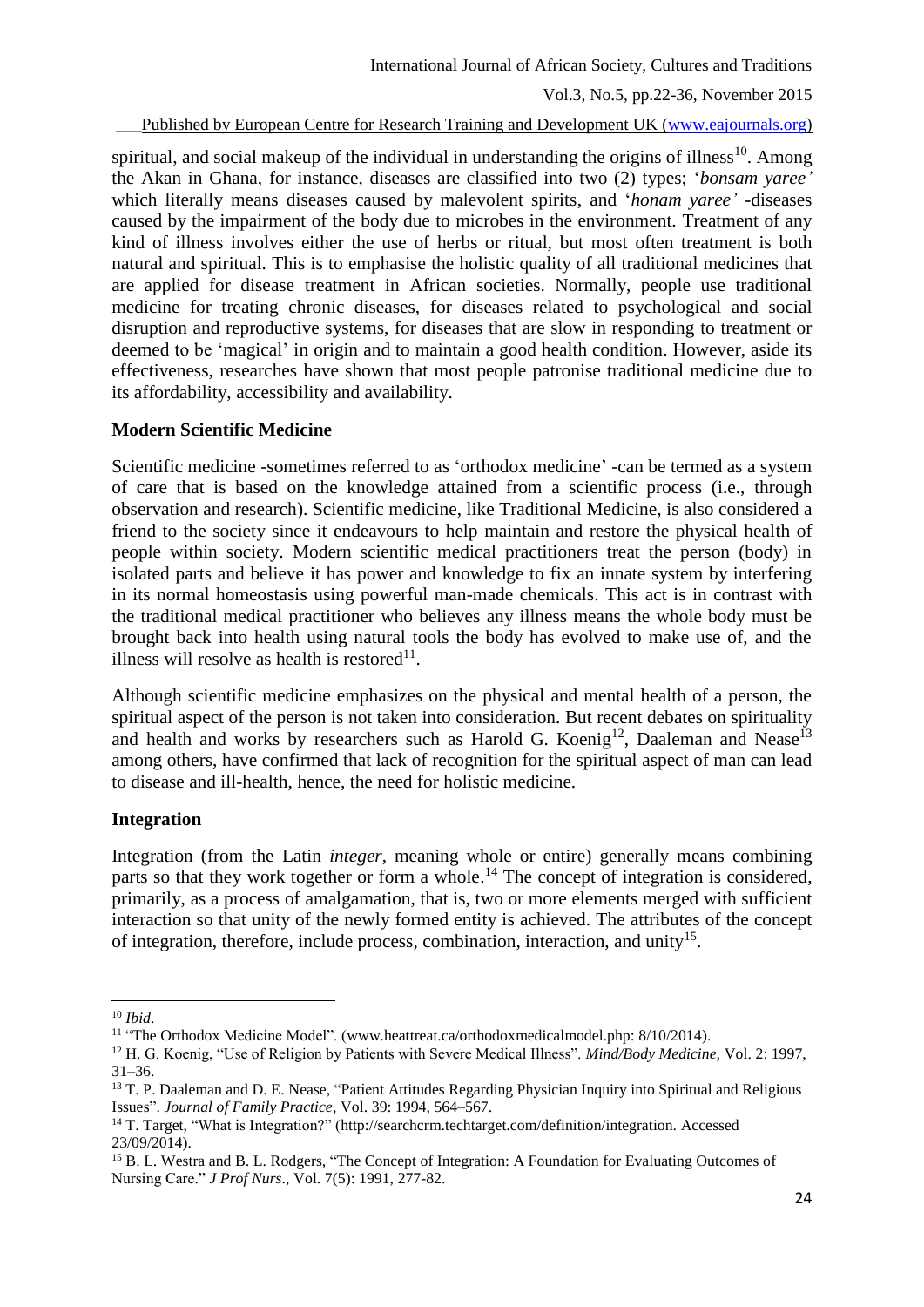spiritual, and social makeup of the individual in understanding the origins of illness[10]. Among the Akan in Ghana, for instance, diseases are classified into two (2) types; '*bonsam yaree'* which literally means diseases caused by malevolent spirits, and '*honam yaree'* -diseases caused by the impairment of the body due to microbes in the environment. Treatment of any kind of illness involves either the use of herbs or ritual, but most often treatment is both natural and spiritual. This is to emphasise the holistic quality of all traditional medicines that are applied for disease treatment in African societies. Normally, people use traditional medicine for treating chronic diseases, for diseases related to psychological and social disruption and reproductive systems, for diseases that are slow in responding to treatment or deemed to be 'magical' in origin and to maintain a good health condition. However, aside its effectiveness, researches have shown that most people patronise traditional medicine due to its affordability, accessibility and availability.

**Modern Scientific Medicine**

Scientific medicine -sometimes referred to as 'orthodox medicine' -can be termed as a system of care that is based on the knowledge attained from a scientific process (i.e., through observation and research). Scientific medicine, like Traditional Medicine, is also considered a friend to the society since it endeavours to help maintain and restore the physical health of people within society. Modern scientific medical practitioners treat the person (body) in isolated parts and believe it has power and knowledge to fix an innate system by interfering in its normal homeostasis using powerful man-made chemicals. This act is in contrast with the traditional medical practitioner who believes any illness means the whole body must be brought back into health using natural tools the body has evolved to make use of, and the illness will resolve as health is restored[11].

Although scientific medicine emphasizes on the physical and mental health of a person, the spiritual aspect of the person is not taken into consideration. But recent debates on spirituality and health and works by researchers such as Harold G. Koenig[12], Daaleman and Nease[13] among others, have confirmed that lack of recognition for the spiritual aspect of man can lead to disease and ill-health, hence, the need for holistic medicine.

**Integration**

Integration (from the Latin *integer*, meaning whole or entire) generally means combining parts so that they work together or form a whole.[14] The concept of integration is considered, primarily, as a process of amalgamation, that is, two or more elements merged with sufficient interaction so that unity of the newly formed entity is achieved. The attributes of the concept of integration, therefore, include process, combination, interaction, and unity[15].

---

[10] *Ibid*.

[11] "The Orthodox Medicine Model". (www.heattreat.ca/orthodoxmedicalmodel.php: 8/10/2014).

[12] H. G. Koenig, "Use of Religion by Patients with Severe Medical Illness". *Mind/Body Medicine,* Vol. 2: 1997, 31–36.

[13] T. P. Daaleman and D. E. Nease, "Patient Attitudes Regarding Physician Inquiry into Spiritual and Religious Issues". *Journal of Family Practice*, Vol. 39: 1994, 564–567.

[14] T. Target, "What is Integration?" (http://searchcrm.techtarget.com/definition/integration. Accessed 23/09/2014).

[15] B. L. Westra and B. L. Rodgers, "The Concept of Integration: A Foundation for Evaluating Outcomes of Nursing Care." *J Prof Nurs*., Vol. 7(5): 1991, 277-82.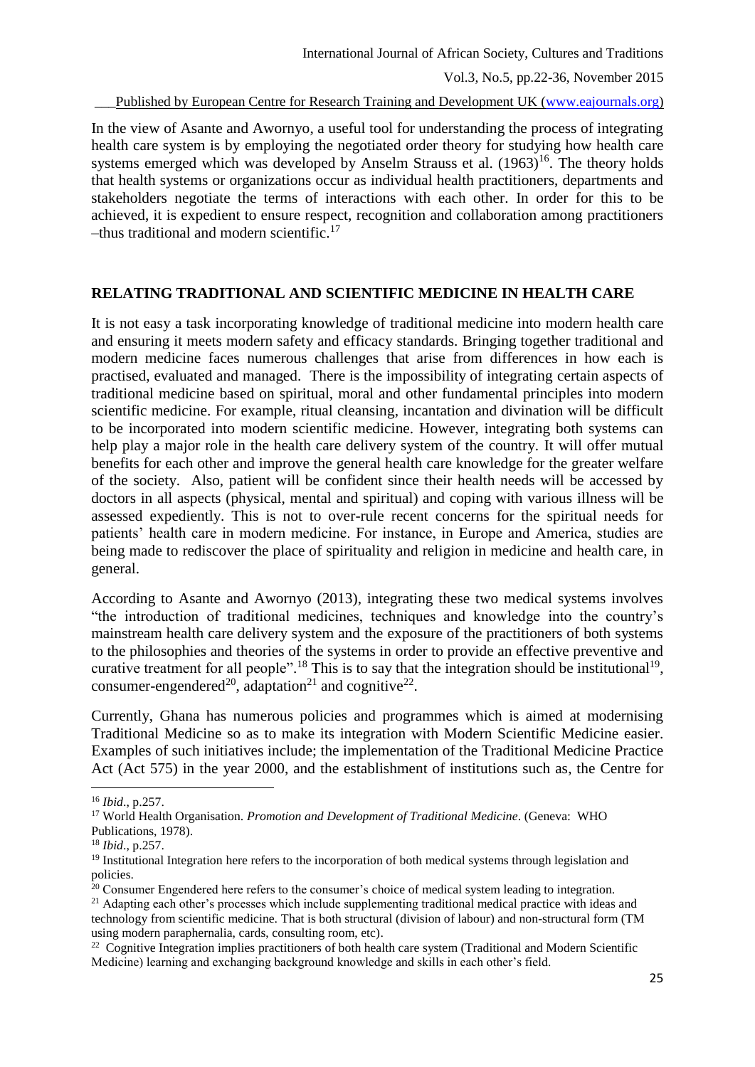In the view of Asante and Awornyo, a useful tool for understanding the process of integrating health care system is by employing the negotiated order theory for studying how health care systems emerged which was developed by Anselm Strauss et al. (1963)[16]. The theory holds that health systems or organizations occur as individual health practitioners, departments and stakeholders negotiate the terms of interactions with each other. In order for this to be achieved, it is expedient to ensure respect, recognition and collaboration among practitioners –thus traditional and modern scientific.[17]

## RELATING TRADITIONAL AND SCIENTIFIC MEDICINE IN HEALTH CARE

It is not easy a task incorporating knowledge of traditional medicine into modern health care and ensuring it meets modern safety and efficacy standards. Bringing together traditional and modern medicine faces numerous challenges that arise from differences in how each is practised, evaluated and managed. There is the impossibility of integrating certain aspects of traditional medicine based on spiritual, moral and other fundamental principles into modern scientific medicine. For example, ritual cleansing, incantation and divination will be difficult to be incorporated into modern scientific medicine. However, integrating both systems can help play a major role in the health care delivery system of the country. It will offer mutual benefits for each other and improve the general health care knowledge for the greater welfare of the society. Also, patient will be confident since their health needs will be accessed by doctors in all aspects (physical, mental and spiritual) and coping with various illness will be assessed expediently. This is not to over-rule recent concerns for the spiritual needs for patients' health care in modern medicine. For instance, in Europe and America, studies are being made to rediscover the place of spirituality and religion in medicine and health care, in general.

According to Asante and Awornyo (2013), integrating these two medical systems involves "the introduction of traditional medicines, techniques and knowledge into the country's mainstream health care delivery system and the exposure of the practitioners of both systems to the philosophies and theories of the systems in order to provide an effective preventive and curative treatment for all people".[18] This is to say that the integration should be institutional[19], consumer-engendered[20], adaptation[21] and cognitive[22].

Currently, Ghana has numerous policies and programmes which is aimed at modernising Traditional Medicine so as to make its integration with Modern Scientific Medicine easier. Examples of such initiatives include; the implementation of the Traditional Medicine Practice Act (Act 575) in the year 2000, and the establishment of institutions such as, the Centre for

---

[16] *Ibid*., p.257.

[17] World Health Organisation. *Promotion and Development of Traditional Medicine*. (Geneva: WHO Publications, 1978).

[18] *Ibid*., p.257.

[19] Institutional Integration here refers to the incorporation of both medical systems through legislation and policies.

[20] Consumer Engendered here refers to the consumer's choice of medical system leading to integration.

[21] Adapting each other's processes which include supplementing traditional medical practice with ideas and technology from scientific medicine. That is both structural (division of labour) and non-structural form (TM using modern paraphernalia, cards, consulting room, etc).

[22] Cognitive Integration implies practitioners of both health care system (Traditional and Modern Scientific Medicine) learning and exchanging background knowledge and skills in each other's field.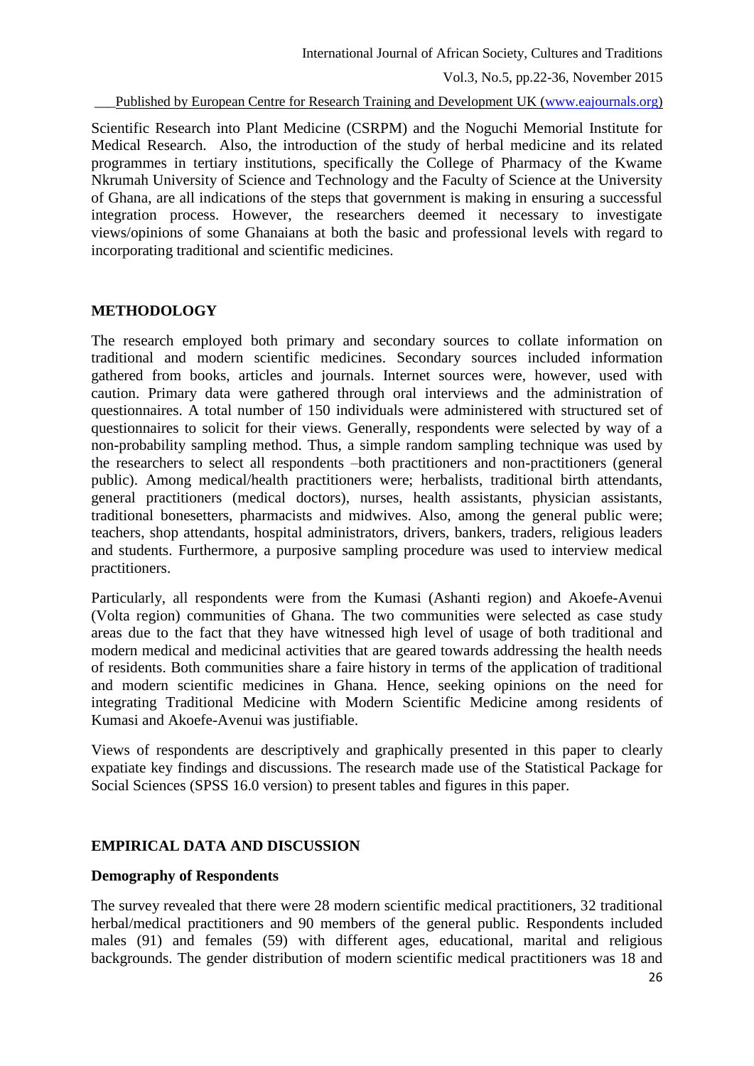Scientific Research into Plant Medicine (CSRPM) and the Noguchi Memorial Institute for Medical Research. Also, the introduction of the study of herbal medicine and its related programmes in tertiary institutions, specifically the College of Pharmacy of the Kwame Nkrumah University of Science and Technology and the Faculty of Science at the University of Ghana, are all indications of the steps that government is making in ensuring a successful integration process. However, the researchers deemed it necessary to investigate views/opinions of some Ghanaians at both the basic and professional levels with regard to incorporating traditional and scientific medicines.

## METHODOLOGY

The research employed both primary and secondary sources to collate information on traditional and modern scientific medicines. Secondary sources included information gathered from books, articles and journals. Internet sources were, however, used with caution. Primary data were gathered through oral interviews and the administration of questionnaires. A total number of 150 individuals were administered with structured set of questionnaires to solicit for their views. Generally, respondents were selected by way of a non-probability sampling method. Thus, a simple random sampling technique was used by the researchers to select all respondents –both practitioners and non-practitioners (general public). Among medical/health practitioners were; herbalists, traditional birth attendants, general practitioners (medical doctors), nurses, health assistants, physician assistants, traditional bonesetters, pharmacists and midwives. Also, among the general public were; teachers, shop attendants, hospital administrators, drivers, bankers, traders, religious leaders and students. Furthermore, a purposive sampling procedure was used to interview medical practitioners.

Particularly, all respondents were from the Kumasi (Ashanti region) and Akoefe-Avenui (Volta region) communities of Ghana. The two communities were selected as case study areas due to the fact that they have witnessed high level of usage of both traditional and modern medical and medicinal activities that are geared towards addressing the health needs of residents. Both communities share a faire history in terms of the application of traditional and modern scientific medicines in Ghana. Hence, seeking opinions on the need for integrating Traditional Medicine with Modern Scientific Medicine among residents of Kumasi and Akoefe-Avenui was justifiable.

Views of respondents are descriptively and graphically presented in this paper to clearly expatiate key findings and discussions. The research made use of the Statistical Package for Social Sciences (SPSS 16.0 version) to present tables and figures in this paper.

## EMPIRICAL DATA AND DISCUSSION

### Demography of Respondents

The survey revealed that there were 28 modern scientific medical practitioners, 32 traditional herbal/medical practitioners and 90 members of the general public. Respondents included males (91) and females (59) with different ages, educational, marital and religious backgrounds. The gender distribution of modern scientific medical practitioners was 18 and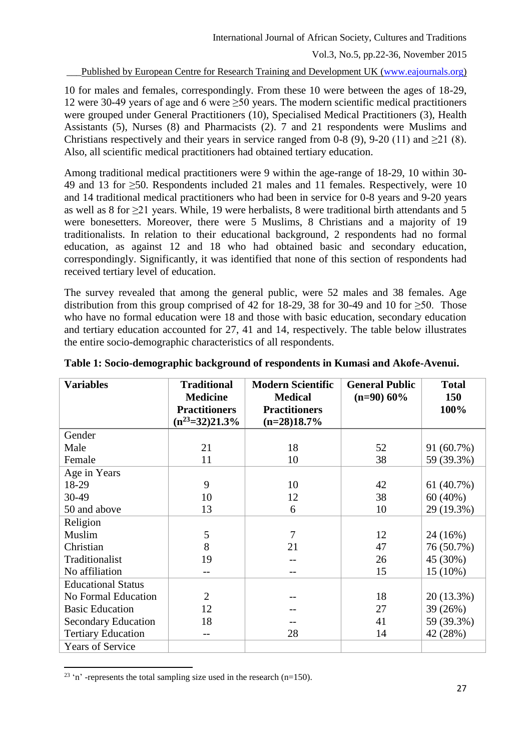10 for males and females, correspondingly. From these 10 were between the ages of 18-29, 12 were 30-49 years of age and 6 were ≥50 years. The modern scientific medical practitioners were grouped under General Practitioners (10), Specialised Medical Practitioners (3), Health Assistants (5), Nurses (8) and Pharmacists (2). 7 and 21 respondents were Muslims and Christians respectively and their years in service ranged from 0-8 (9), 9-20 (11) and ≥21 (8). Also, all scientific medical practitioners had obtained tertiary education.

Among traditional medical practitioners were 9 within the age-range of 18-29, 10 within 30-49 and 13 for ≥50. Respondents included 21 males and 11 females. Respectively, were 10 and 14 traditional medical practitioners who had been in service for 0-8 years and 9-20 years as well as 8 for ≥21 years. While, 19 were herbalists, 8 were traditional birth attendants and 5 were bonesetters. Moreover, there were 5 Muslims, 8 Christians and a majority of 19 traditionalists. In relation to their educational background, 2 respondents had no formal education, as against 12 and 18 who had obtained basic and secondary education, correspondingly. Significantly, it was identified that none of this section of respondents had received tertiary level of education.

The survey revealed that among the general public, were 52 males and 38 females. Age distribution from this group comprised of 42 for 18-29, 38 for 30-49 and 10 for ≥50. Those who have no formal education were 18 and those with basic education, secondary education and tertiary education accounted for 27, 41 and 14, respectively. The table below illustrates the entire socio-demographic characteristics of all respondents.

**Table 1: Socio-demographic background of respondents in Kumasi and Akofe-Avenui.**

| Variables | Traditional Medicine Practitioners (n[23]=32)21.3% | Modern Scientific Medical Practitioners (n=28)18.7% | General Public (n=90) 60% | Total 150 100% |
|---|---|---|---|---|
| Gender | | | | |
| Male | 21 | 18 | 52 | 91 (60.7%) |
| Female | 11 | 10 | 38 | 59 (39.3%) |
| Age in Years | | | | |
| 18-29 | 9 | 10 | 42 | 61 (40.7%) |
| 30-49 | 10 | 12 | 38 | 60 (40%) |
| 50 and above | 13 | 6 | 10 | 29 (19.3%) |
| Religion | | | | |
| Muslim | 5 | 7 | 12 | 24 (16%) |
| Christian | 8 | 21 | 47 | 76 (50.7%) |
| Traditionalist | 19 | -- | 26 | 45 (30%) |
| No affiliation | -- | -- | 15 | 15 (10%) |
| Educational Status | | | | |
| No Formal Education | 2 | -- | 18 | 20 (13.3%) |
| Basic Education | 12 | -- | 27 | 39 (26%) |
| Secondary Education | 18 | -- | 41 | 59 (39.3%) |
| Tertiary Education | -- | 28 | 14 | 42 (28%) |
| Years of Service | | | | |

[23] 'n' -represents the total sampling size used in the research (n=150).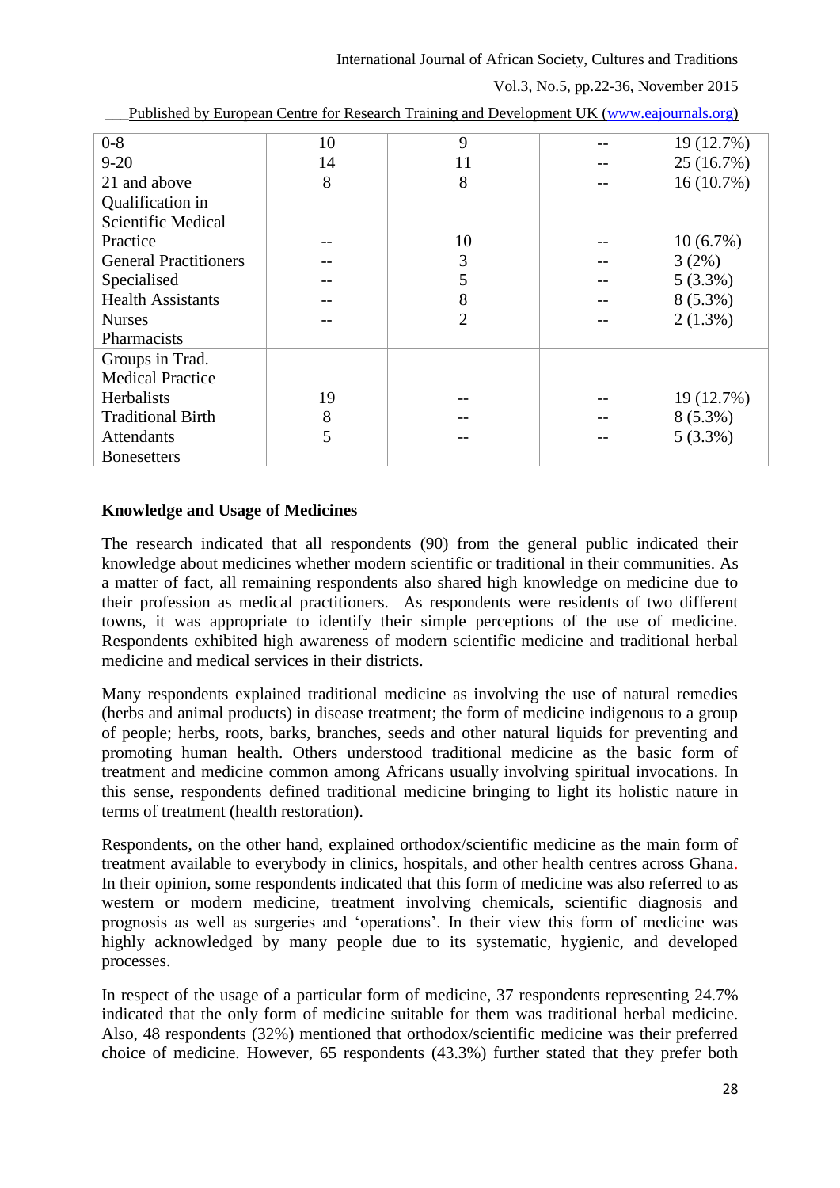| | | | | |
|---|---|---|---|---|
| 0-8 | 10 | 9 | -- | 19 (12.7%) |
| 9-20 | 14 | 11 | -- | 25 (16.7%) |
| 21 and above | 8 | 8 | -- | 16 (10.7%) |
| Qualification in Scientific Medical Practice | | | | |
| General Practitioners | -- | 10 | -- | 10 (6.7%) |
| Specialised | -- | 3 | -- | 3 (2%) |
| Health Assistants | -- | 5 | -- | 5 (3.3%) |
| Nurses | -- | 8 | -- | 8 (5.3%) |
| Pharmacists | -- | 2 | -- | 2 (1.3%) |
| Groups in Trad. Medical Practice | | | | |
| Herbalists | 19 | -- | -- | 19 (12.7%) |
| Traditional Birth Attendants | 8 | -- | -- | 8 (5.3%) |
| Bonesetters | 5 | -- | -- | 5 (3.3%) |

## Knowledge and Usage of Medicines

The research indicated that all respondents (90) from the general public indicated their knowledge about medicines whether modern scientific or traditional in their communities. As a matter of fact, all remaining respondents also shared high knowledge on medicine due to their profession as medical practitioners. As respondents were residents of two different towns, it was appropriate to identify their simple perceptions of the use of medicine. Respondents exhibited high awareness of modern scientific medicine and traditional herbal medicine and medical services in their districts.

Many respondents explained traditional medicine as involving the use of natural remedies (herbs and animal products) in disease treatment; the form of medicine indigenous to a group of people; herbs, roots, barks, branches, seeds and other natural liquids for preventing and promoting human health. Others understood traditional medicine as the basic form of treatment and medicine common among Africans usually involving spiritual invocations. In this sense, respondents defined traditional medicine bringing to light its holistic nature in terms of treatment (health restoration).

Respondents, on the other hand, explained orthodox/scientific medicine as the main form of treatment available to everybody in clinics, hospitals, and other health centres across Ghana. In their opinion, some respondents indicated that this form of medicine was also referred to as western or modern medicine, treatment involving chemicals, scientific diagnosis and prognosis as well as surgeries and 'operations'. In their view this form of medicine was highly acknowledged by many people due to its systematic, hygienic, and developed processes.

In respect of the usage of a particular form of medicine, 37 respondents representing 24.7% indicated that the only form of medicine suitable for them was traditional herbal medicine. Also, 48 respondents (32%) mentioned that orthodox/scientific medicine was their preferred choice of medicine. However, 65 respondents (43.3%) further stated that they prefer both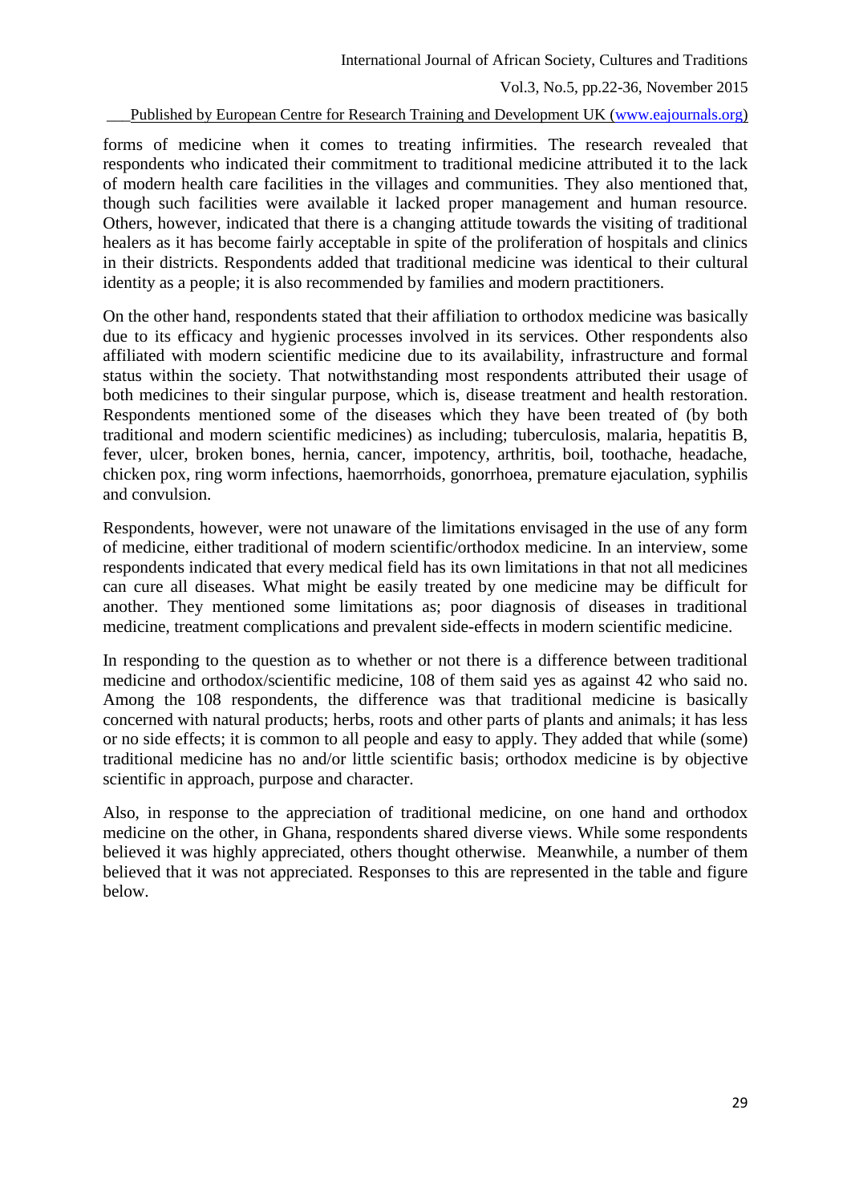forms of medicine when it comes to treating infirmities. The research revealed that respondents who indicated their commitment to traditional medicine attributed it to the lack of modern health care facilities in the villages and communities. They also mentioned that, though such facilities were available it lacked proper management and human resource. Others, however, indicated that there is a changing attitude towards the visiting of traditional healers as it has become fairly acceptable in spite of the proliferation of hospitals and clinics in their districts. Respondents added that traditional medicine was identical to their cultural identity as a people; it is also recommended by families and modern practitioners.

On the other hand, respondents stated that their affiliation to orthodox medicine was basically due to its efficacy and hygienic processes involved in its services. Other respondents also affiliated with modern scientific medicine due to its availability, infrastructure and formal status within the society. That notwithstanding most respondents attributed their usage of both medicines to their singular purpose, which is, disease treatment and health restoration. Respondents mentioned some of the diseases which they have been treated of (by both traditional and modern scientific medicines) as including; tuberculosis, malaria, hepatitis B, fever, ulcer, broken bones, hernia, cancer, impotency, arthritis, boil, toothache, headache, chicken pox, ring worm infections, haemorrhoids, gonorrhoea, premature ejaculation, syphilis and convulsion.

Respondents, however, were not unaware of the limitations envisaged in the use of any form of medicine, either traditional of modern scientific/orthodox medicine. In an interview, some respondents indicated that every medical field has its own limitations in that not all medicines can cure all diseases. What might be easily treated by one medicine may be difficult for another. They mentioned some limitations as; poor diagnosis of diseases in traditional medicine, treatment complications and prevalent side-effects in modern scientific medicine.

In responding to the question as to whether or not there is a difference between traditional medicine and orthodox/scientific medicine, 108 of them said yes as against 42 who said no. Among the 108 respondents, the difference was that traditional medicine is basically concerned with natural products; herbs, roots and other parts of plants and animals; it has less or no side effects; it is common to all people and easy to apply. They added that while (some) traditional medicine has no and/or little scientific basis; orthodox medicine is by objective scientific in approach, purpose and character.

Also, in response to the appreciation of traditional medicine, on one hand and orthodox medicine on the other, in Ghana, respondents shared diverse views. While some respondents believed it was highly appreciated, others thought otherwise. Meanwhile, a number of them believed that it was not appreciated. Responses to this are represented in the table and figure below.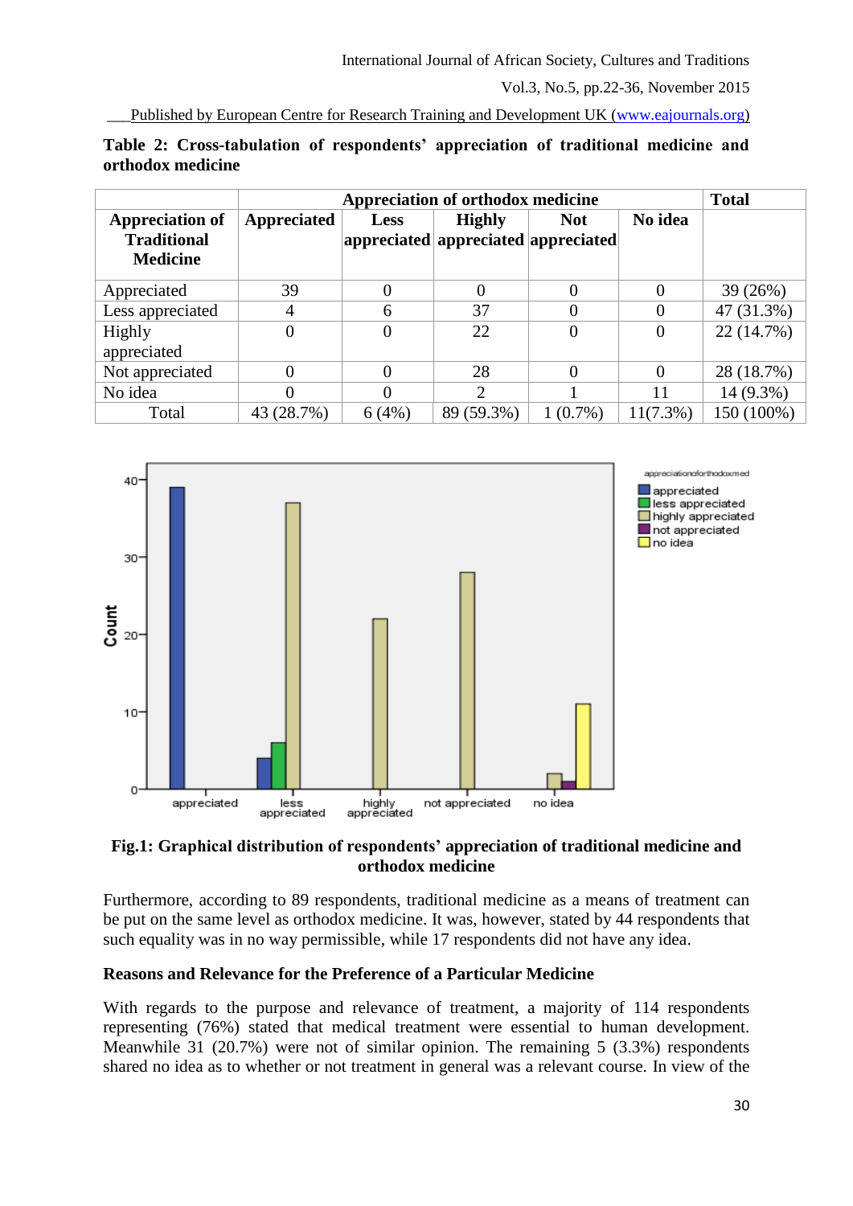**Table 2: Cross-tabulation of respondents' appreciation of traditional medicine and orthodox medicine**

| | Appreciation of orthodox medicine | | | | | Total |
|---|---|---|---|---|---|---|
| **Appreciation of Traditional Medicine** | **Appreciated** | **Less appreciated** | **Highly appreciated** | **Not appreciated** | **No idea** | |
| Appreciated | 39 | 0 | 0 | 0 | 0 | 39 (26%) |
| Less appreciated | 4 | 6 | 37 | 0 | 0 | 47 (31.3%) |
| Highly appreciated | 0 | 0 | 22 | 0 | 0 | 22 (14.7%) |
| Not appreciated | 0 | 0 | 28 | 0 | 0 | 28 (18.7%) |
| No idea | 0 | 0 | 2 | 1 | 11 | 14 (9.3%) |
| Total | 43 (28.7%) | 6 (4%) | 89 (59.3%) | 1 (0.7%) | 11(7.3%) | 150 (100%) |

**Fig.1: Graphical distribution of respondents' appreciation of traditional medicine and orthodox medicine**

Furthermore, according to 89 respondents, traditional medicine as a means of treatment can be put on the same level as orthodox medicine. It was, however, stated by 44 respondents that such equality was in no way permissible, while 17 respondents did not have any idea.

**Reasons and Relevance for the Preference of a Particular Medicine**

With regards to the purpose and relevance of treatment, a majority of 114 respondents representing (76%) stated that medical treatment were essential to human development. Meanwhile 31 (20.7%) were not of similar opinion. The remaining 5 (3.3%) respondents shared no idea as to whether or not treatment in general was a relevant course. In view of the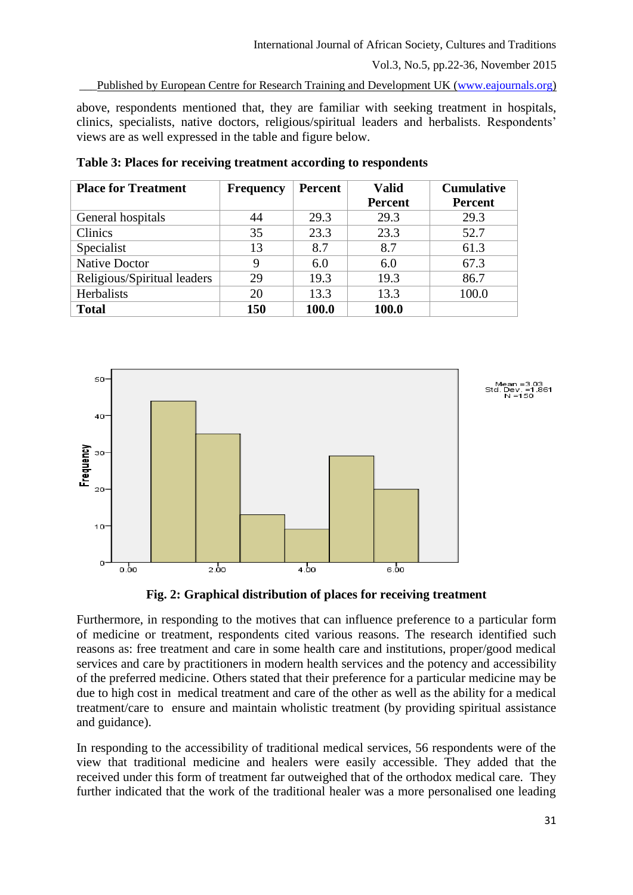above, respondents mentioned that, they are familiar with seeking treatment in hospitals, clinics, specialists, native doctors, religious/spiritual leaders and herbalists. Respondents' views are as well expressed in the table and figure below.

**Table 3: Places for receiving treatment according to respondents**

| Place for Treatment | Frequency | Percent | Valid Percent | Cumulative Percent |
|---|---|---|---|---|
| General hospitals | 44 | 29.3 | 29.3 | 29.3 |
| Clinics | 35 | 23.3 | 23.3 | 52.7 |
| Specialist | 13 | 8.7 | 8.7 | 61.3 |
| Native Doctor | 9 | 6.0 | 6.0 | 67.3 |
| Religious/Spiritual leaders | 29 | 19.3 | 19.3 | 86.7 |
| Herbalists | 20 | 13.3 | 13.3 | 100.0 |
| **Total** | **150** | **100.0** | **100.0** | |

Mean =3.03
Std. Dev. =1.861
N =150

**Fig. 2: Graphical distribution of places for receiving treatment**

Furthermore, in responding to the motives that can influence preference to a particular form of medicine or treatment, respondents cited various reasons. The research identified such reasons as: free treatment and care in some health care and institutions, proper/good medical services and care by practitioners in modern health services and the potency and accessibility of the preferred medicine. Others stated that their preference for a particular medicine may be due to high cost in medical treatment and care of the other as well as the ability for a medical treatment/care to ensure and maintain wholistic treatment (by providing spiritual assistance and guidance).

In responding to the accessibility of traditional medical services, 56 respondents were of the view that traditional medicine and healers were easily accessible. They added that the received under this form of treatment far outweighed that of the orthodox medical care. They further indicated that the work of the traditional healer was a more personalised one leading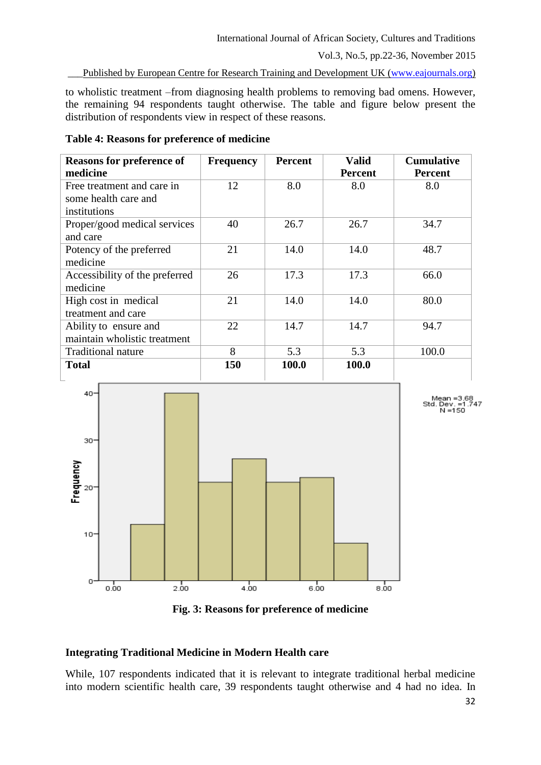to wholistic treatment –from diagnosing health problems to removing bad omens. However, the remaining 94 respondents taught otherwise. The table and figure below present the distribution of respondents view in respect of these reasons.

**Table 4: Reasons for preference of medicine**

| Reasons for preference of medicine | Frequency | Percent | Valid Percent | Cumulative Percent |
|---|---|---|---|---|
| Free treatment and care in some health care and institutions | 12 | 8.0 | 8.0 | 8.0 |
| Proper/good medical services and care | 40 | 26.7 | 26.7 | 34.7 |
| Potency of the preferred medicine | 21 | 14.0 | 14.0 | 48.7 |
| Accessibility of the preferred medicine | 26 | 17.3 | 17.3 | 66.0 |
| High cost in medical treatment and care | 21 | 14.0 | 14.0 | 80.0 |
| Ability to ensure and maintain wholistic treatment | 22 | 14.7 | 14.7 | 94.7 |
| Traditional nature | 8 | 5.3 | 5.3 | 100.0 |
| **Total** | **150** | **100.0** | **100.0** | |

**Fig. 3: Reasons for preference of medicine**

## Integrating Traditional Medicine in Modern Health care

While, 107 respondents indicated that it is relevant to integrate traditional herbal medicine into modern scientific health care, 39 respondents taught otherwise and 4 had no idea. In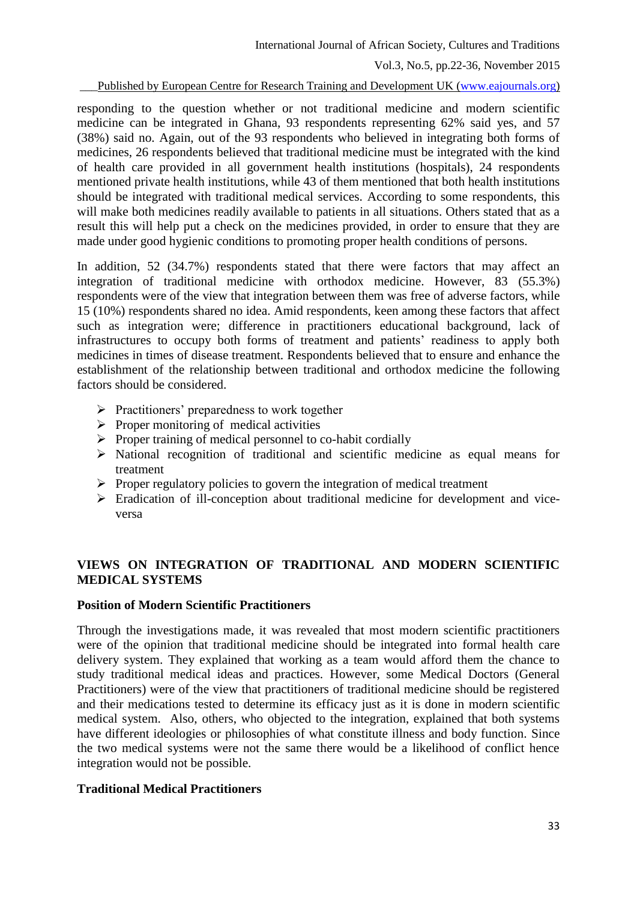responding to the question whether or not traditional medicine and modern scientific medicine can be integrated in Ghana, 93 respondents representing 62% said yes, and 57 (38%) said no. Again, out of the 93 respondents who believed in integrating both forms of medicines, 26 respondents believed that traditional medicine must be integrated with the kind of health care provided in all government health institutions (hospitals), 24 respondents mentioned private health institutions, while 43 of them mentioned that both health institutions should be integrated with traditional medical services. According to some respondents, this will make both medicines readily available to patients in all situations. Others stated that as a result this will help put a check on the medicines provided, in order to ensure that they are made under good hygienic conditions to promoting proper health conditions of persons.

In addition, 52 (34.7%) respondents stated that there were factors that may affect an integration of traditional medicine with orthodox medicine. However, 83 (55.3%) respondents were of the view that integration between them was free of adverse factors, while 15 (10%) respondents shared no idea. Amid respondents, keen among these factors that affect such as integration were; difference in practitioners educational background, lack of infrastructures to occupy both forms of treatment and patients' readiness to apply both medicines in times of disease treatment. Respondents believed that to ensure and enhance the establishment of the relationship between traditional and orthodox medicine the following factors should be considered.

- Practitioners' preparedness to work together
- Proper monitoring of medical activities
- Proper training of medical personnel to co-habit cordially
- National recognition of traditional and scientific medicine as equal means for treatment
- Proper regulatory policies to govern the integration of medical treatment
- Eradication of ill-conception about traditional medicine for development and vice-versa

## VIEWS ON INTEGRATION OF TRADITIONAL AND MODERN SCIENTIFIC MEDICAL SYSTEMS

### Position of Modern Scientific Practitioners

Through the investigations made, it was revealed that most modern scientific practitioners were of the opinion that traditional medicine should be integrated into formal health care delivery system. They explained that working as a team would afford them the chance to study traditional medical ideas and practices. However, some Medical Doctors (General Practitioners) were of the view that practitioners of traditional medicine should be registered and their medications tested to determine its efficacy just as it is done in modern scientific medical system. Also, others, who objected to the integration, explained that both systems have different ideologies or philosophies of what constitute illness and body function. Since the two medical systems were not the same there would be a likelihood of conflict hence integration would not be possible.

### Traditional Medical Practitioners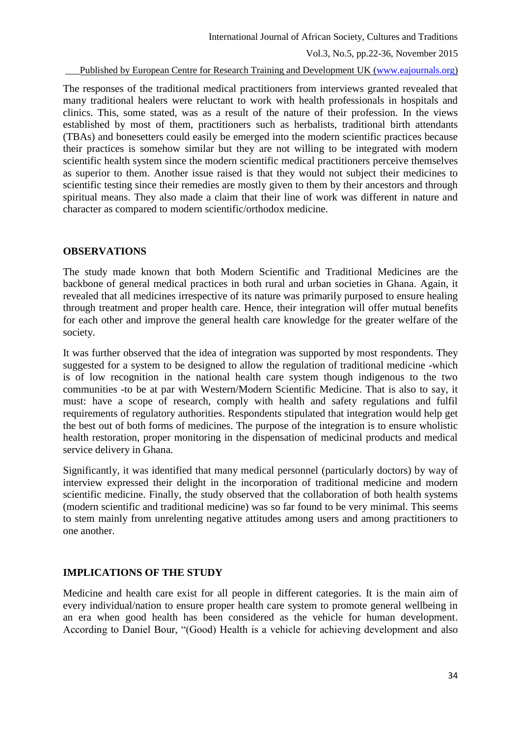The responses of the traditional medical practitioners from interviews granted revealed that many traditional healers were reluctant to work with health professionals in hospitals and clinics. This, some stated, was as a result of the nature of their profession. In the views established by most of them, practitioners such as herbalists, traditional birth attendants (TBAs) and bonesetters could easily be emerged into the modern scientific practices because their practices is somehow similar but they are not willing to be integrated with modern scientific health system since the modern scientific medical practitioners perceive themselves as superior to them. Another issue raised is that they would not subject their medicines to scientific testing since their remedies are mostly given to them by their ancestors and through spiritual means. They also made a claim that their line of work was different in nature and character as compared to modern scientific/orthodox medicine.

## OBSERVATIONS

The study made known that both Modern Scientific and Traditional Medicines are the backbone of general medical practices in both rural and urban societies in Ghana. Again, it revealed that all medicines irrespective of its nature was primarily purposed to ensure healing through treatment and proper health care. Hence, their integration will offer mutual benefits for each other and improve the general health care knowledge for the greater welfare of the society.

It was further observed that the idea of integration was supported by most respondents. They suggested for a system to be designed to allow the regulation of traditional medicine -which is of low recognition in the national health care system though indigenous to the two communities -to be at par with Western/Modern Scientific Medicine. That is also to say, it must: have a scope of research, comply with health and safety regulations and fulfil requirements of regulatory authorities. Respondents stipulated that integration would help get the best out of both forms of medicines. The purpose of the integration is to ensure wholistic health restoration, proper monitoring in the dispensation of medicinal products and medical service delivery in Ghana.

Significantly, it was identified that many medical personnel (particularly doctors) by way of interview expressed their delight in the incorporation of traditional medicine and modern scientific medicine. Finally, the study observed that the collaboration of both health systems (modern scientific and traditional medicine) was so far found to be very minimal. This seems to stem mainly from unrelenting negative attitudes among users and among practitioners to one another.

## IMPLICATIONS OF THE STUDY

Medicine and health care exist for all people in different categories. It is the main aim of every individual/nation to ensure proper health care system to promote general wellbeing in an era when good health has been considered as the vehicle for human development. According to Daniel Bour, "(Good) Health is a vehicle for achieving development and also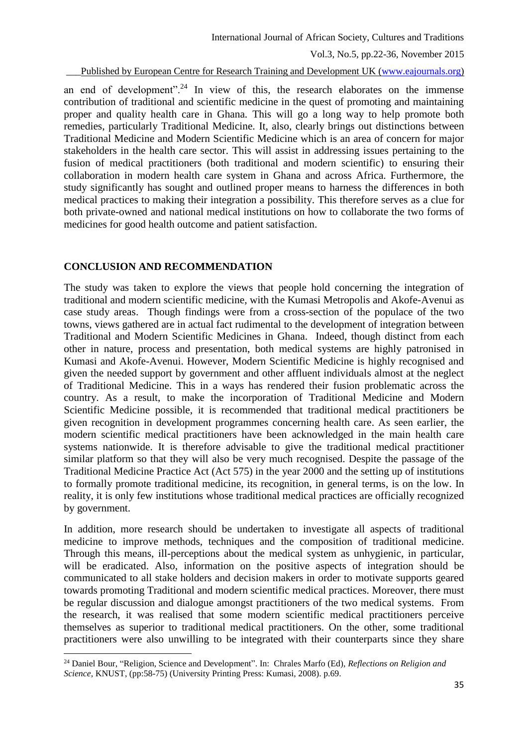an end of development".[24] In view of this, the research elaborates on the immense contribution of traditional and scientific medicine in the quest of promoting and maintaining proper and quality health care in Ghana. This will go a long way to help promote both remedies, particularly Traditional Medicine. It, also, clearly brings out distinctions between Traditional Medicine and Modern Scientific Medicine which is an area of concern for major stakeholders in the health care sector. This will assist in addressing issues pertaining to the fusion of medical practitioners (both traditional and modern scientific) to ensuring their collaboration in modern health care system in Ghana and across Africa. Furthermore, the study significantly has sought and outlined proper means to harness the differences in both medical practices to making their integration a possibility. This therefore serves as a clue for both private-owned and national medical institutions on how to collaborate the two forms of medicines for good health outcome and patient satisfaction.

## CONCLUSION AND RECOMMENDATION

The study was taken to explore the views that people hold concerning the integration of traditional and modern scientific medicine, with the Kumasi Metropolis and Akofe-Avenui as case study areas. Though findings were from a cross-section of the populace of the two towns, views gathered are in actual fact rudimental to the development of integration between Traditional and Modern Scientific Medicines in Ghana. Indeed, though distinct from each other in nature, process and presentation, both medical systems are highly patronised in Kumasi and Akofe-Avenui. However, Modern Scientific Medicine is highly recognised and given the needed support by government and other affluent individuals almost at the neglect of Traditional Medicine. This in a ways has rendered their fusion problematic across the country. As a result, to make the incorporation of Traditional Medicine and Modern Scientific Medicine possible, it is recommended that traditional medical practitioners be given recognition in development programmes concerning health care. As seen earlier, the modern scientific medical practitioners have been acknowledged in the main health care systems nationwide. It is therefore advisable to give the traditional medical practitioner similar platform so that they will also be very much recognised. Despite the passage of the Traditional Medicine Practice Act (Act 575) in the year 2000 and the setting up of institutions to formally promote traditional medicine, its recognition, in general terms, is on the low. In reality, it is only few institutions whose traditional medical practices are officially recognized by government.

In addition, more research should be undertaken to investigate all aspects of traditional medicine to improve methods, techniques and the composition of traditional medicine. Through this means, ill-perceptions about the medical system as unhygienic, in particular, will be eradicated. Also, information on the positive aspects of integration should be communicated to all stake holders and decision makers in order to motivate supports geared towards promoting Traditional and modern scientific medical practices. Moreover, there must be regular discussion and dialogue amongst practitioners of the two medical systems. From the research, it was realised that some modern scientific medical practitioners perceive themselves as superior to traditional medical practitioners. On the other, some traditional practitioners were also unwilling to be integrated with their counterparts since they share

---

[24] Daniel Bour, "Religion, Science and Development". In: Chrales Marfo (Ed), *Reflections on Religion and Science*, KNUST, (pp:58-75) (University Printing Press: Kumasi, 2008). p.69.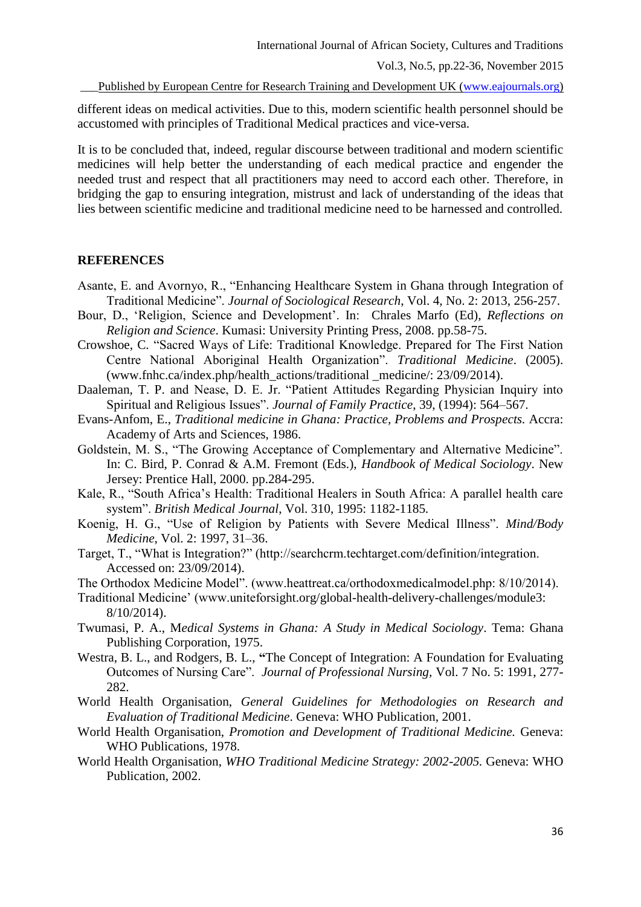different ideas on medical activities. Due to this, modern scientific health personnel should be accustomed with principles of Traditional Medical practices and vice-versa.

It is to be concluded that, indeed, regular discourse between traditional and modern scientific medicines will help better the understanding of each medical practice and engender the needed trust and respect that all practitioners may need to accord each other. Therefore, in bridging the gap to ensuring integration, mistrust and lack of understanding of the ideas that lies between scientific medicine and traditional medicine need to be harnessed and controlled.

## REFERENCES

Asante, E. and Avornyo, R., "Enhancing Healthcare System in Ghana through Integration of Traditional Medicine". *Journal of Sociological Research*, Vol. 4, No. 2: 2013, 256-257.

Bour, D., 'Religion, Science and Development'. In: Chrales Marfo (Ed), *Reflections on Religion and Science*. Kumasi: University Printing Press, 2008. pp.58-75.

Crowshoe, C. "Sacred Ways of Life: Traditional Knowledge. Prepared for The First Nation Centre National Aboriginal Health Organization". *Traditional Medicine*. (2005). (www.fnhc.ca/index.php/health_actions/traditional _medicine/: 23/09/2014).

Daaleman, T. P. and Nease, D. E. Jr. "Patient Attitudes Regarding Physician Inquiry into Spiritual and Religious Issues". *Journal of Family Practice*, 39, (1994): 564–567.

Evans-Anfom, E., *Traditional medicine in Ghana: Practice, Problems and Prospects.* Accra: Academy of Arts and Sciences, 1986.

Goldstein, M. S., "The Growing Acceptance of Complementary and Alternative Medicine". In: C. Bird, P. Conrad & A.M. Fremont (Eds.), *Handbook of Medical Sociology*. New Jersey: Prentice Hall, 2000. pp.284-295.

Kale, R., "South Africa's Health: Traditional Healers in South Africa: A parallel health care system". *British Medical Journal*, Vol. 310, 1995: 1182-1185.

Koenig, H. G., "Use of Religion by Patients with Severe Medical Illness". *Mind/Body Medicine*, Vol. 2: 1997, 31–36.

Target, T., "What is Integration?" (http://searchcrm.techtarget.com/definition/integration. Accessed on: 23/09/2014).

The Orthodox Medicine Model". (www.heattreat.ca/orthodoxmedicalmodel.php: 8/10/2014).

Traditional Medicine' (www.uniteforsight.org/global-health-delivery-challenges/module3: 8/10/2014).

Twumasi, P. A., M*edical Systems in Ghana: A Study in Medical Sociology*. Tema: Ghana Publishing Corporation, 1975.

Westra, B. L., and Rodgers, B. L., **"**The Concept of Integration: A Foundation for Evaluating Outcomes of Nursing Care". *Journal of Professional Nursing*, Vol. 7 No. 5: 1991, 277-282.

World Health Organisation, *General Guidelines for Methodologies on Research and Evaluation of Traditional Medicine*. Geneva: WHO Publication, 2001.

World Health Organisation, *Promotion and Development of Traditional Medicine.* Geneva: WHO Publications, 1978.

World Health Organisation, *WHO Traditional Medicine Strategy: 2002-2005*. Geneva: WHO Publication, 2002.